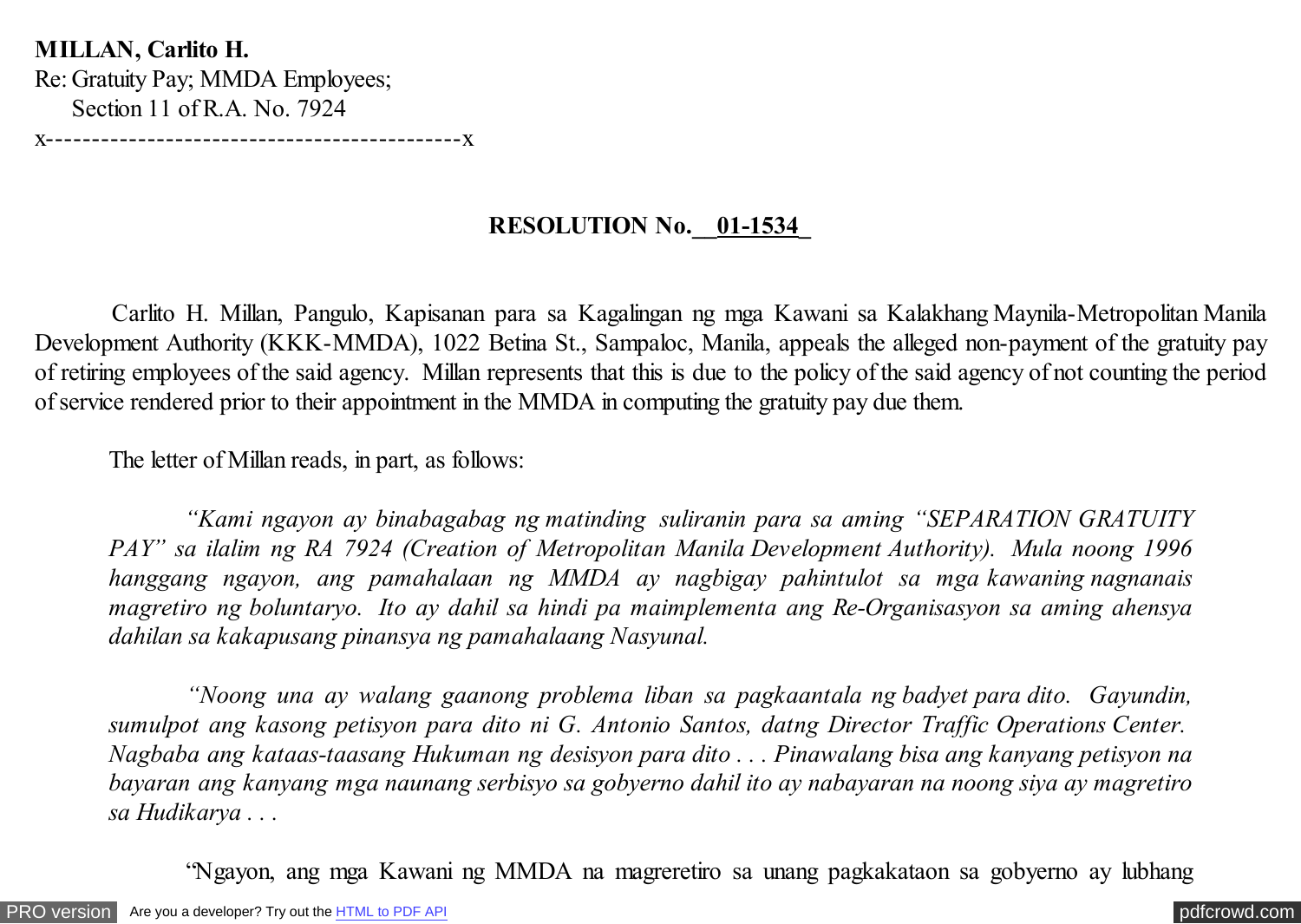**MILLAN, Carlito H.**
Re: Gratuity Pay; MMDA Employees;
Section 11 of R.A. No. 7924
x---------------------------------------------x

**RESOLUTION No.\_\_01-1534\_**

Carlito H. Millan, Pangulo, Kapisanan para sa Kagalingan ng mga Kawani sa Kalakhang Maynila-Metropolitan Manila Development Authority (KKK-MMDA), 1022 Betina St., Sampaloc, Manila, appeals the alleged non-payment of the gratuity pay of retiring employees of the said agency. Millan represents that this is due to the policy of the said agency of not counting the period of service rendered prior to their appointment in the MMDA in computing the gratuity pay due them.

The letter of Millan reads, in part, as follows:

> *"Kami ngayon ay binabagabag ng matinding suliranin para sa aming "SEPARATION GRATUITY PAY" sa ilalim ng RA 7924 (Creation of Metropolitan Manila Development Authority). Mula noong 1996 hanggang ngayon, ang pamahalaan ng MMDA ay nagbigay pahintulot sa mga kawaning nagnanais magretiro ng boluntaryo. Ito ay dahil sa hindi pa maimplementa ang Re-Organisasyon sa aming ahensya dahilan sa kakapusang pinansya ng pamahalaang Nasyunal.*
>
> *"Noong una ay walang gaanong problema liban sa pagkaantala ng badyet para dito. Gayundin, sumulpot ang kasong petisyon para dito ni G. Antonio Santos, datng Director Traffic Operations Center. Nagbaba ang kataas-taasang Hukuman ng desisyon para dito . . . Pinawalang bisa ang kanyang petisyon na bayaran ang kanyang mga naunang serbisyo sa gobyerno dahil ito ay nabayaran na noong siya ay magretiro sa Hudikarya . . .*
>
> "Ngayon, ang mga Kawani ng MMDA na magreretiro sa unang pagkakataon sa gobyerno ay lubhang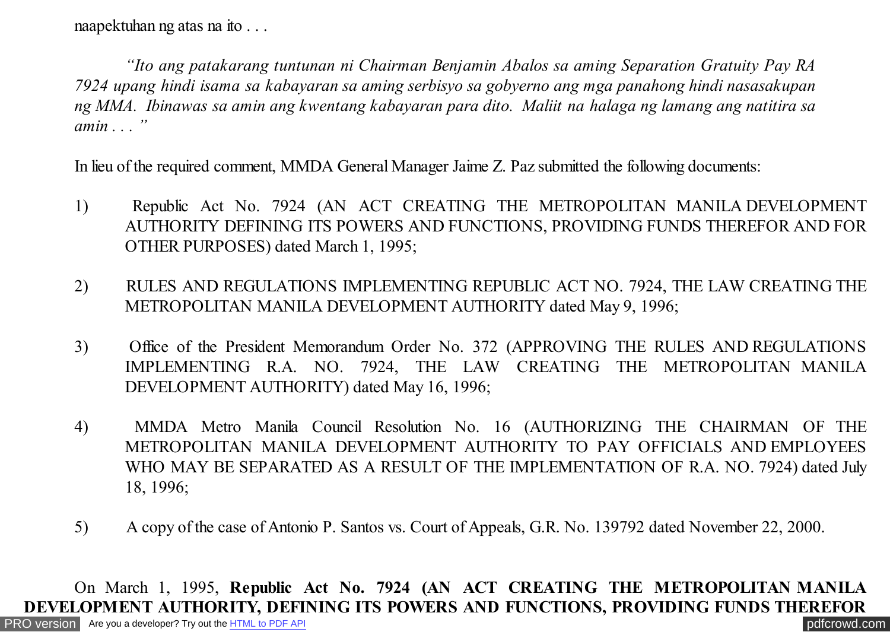naapektuhan ng atas na ito . . .

*"Ito ang patakarang tuntunan ni Chairman Benjamin Abalos sa aming Separation Gratuity Pay RA 7924 upang hindi isama sa kabayaran sa aming serbisyo sa gobyerno ang mga panahong hindi nasasakupan ng MMA. Ibinawas sa amin ang kwentang kabayaran para dito. Maliit na halaga ng lamang ang natitira sa amin . . . "*

In lieu of the required comment, MMDA General Manager Jaime Z. Paz submitted the following documents:

1) Republic Act No. 7924 (AN ACT CREATING THE METROPOLITAN MANILA DEVELOPMENT AUTHORITY DEFINING ITS POWERS AND FUNCTIONS, PROVIDING FUNDS THEREFOR AND FOR OTHER PURPOSES) dated March 1, 1995;

2) RULES AND REGULATIONS IMPLEMENTING REPUBLIC ACT NO. 7924, THE LAW CREATING THE METROPOLITAN MANILA DEVELOPMENT AUTHORITY dated May 9, 1996;

3) Office of the President Memorandum Order No. 372 (APPROVING THE RULES AND REGULATIONS IMPLEMENTING R.A. NO. 7924, THE LAW CREATING THE METROPOLITAN MANILA DEVELOPMENT AUTHORITY) dated May 16, 1996;

4) MMDA Metro Manila Council Resolution No. 16 (AUTHORIZING THE CHAIRMAN OF THE METROPOLITAN MANILA DEVELOPMENT AUTHORITY TO PAY OFFICIALS AND EMPLOYEES WHO MAY BE SEPARATED AS A RESULT OF THE IMPLEMENTATION OF R.A. NO. 7924) dated July 18, 1996;

5) A copy of the case of Antonio P. Santos vs. Court of Appeals, G.R. No. 139792 dated November 22, 2000.

On March 1, 1995, **Republic Act No. 7924 (AN ACT CREATING THE METROPOLITAN MANILA DEVELOPMENT AUTHORITY, DEFINING ITS POWERS AND FUNCTIONS, PROVIDING FUNDS THEREFOR**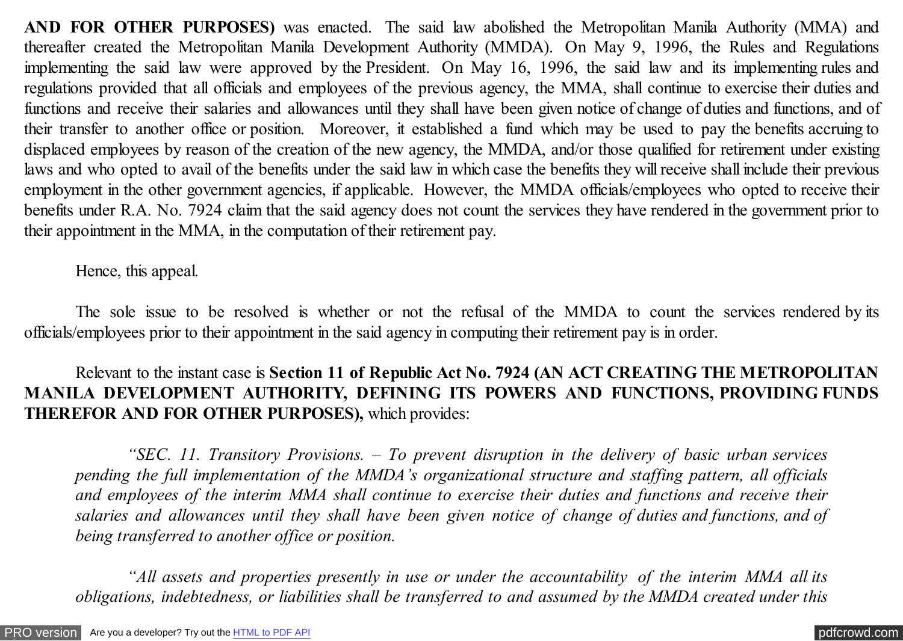**AND FOR OTHER PURPOSES)** was enacted. The said law abolished the Metropolitan Manila Authority (MMA) and thereafter created the Metropolitan Manila Development Authority (MMDA). On May 9, 1996, the Rules and Regulations implementing the said law were approved by the President. On May 16, 1996, the said law and its implementing rules and regulations provided that all officials and employees of the previous agency, the MMA, shall continue to exercise their duties and functions and receive their salaries and allowances until they shall have been given notice of change of duties and functions, and of their transfer to another office or position. Moreover, it established a fund which may be used to pay the benefits accruing to displaced employees by reason of the creation of the new agency, the MMDA, and/or those qualified for retirement under existing laws and who opted to avail of the benefits under the said law in which case the benefits they will receive shall include their previous employment in the other government agencies, if applicable. However, the MMDA officials/employees who opted to receive their benefits under R.A. No. 7924 claim that the said agency does not count the services they have rendered in the government prior to their appointment in the MMA, in the computation of their retirement pay.

Hence, this appeal.

The sole issue to be resolved is whether or not the refusal of the MMDA to count the services rendered by its officials/employees prior to their appointment in the said agency in computing their retirement pay is in order.

Relevant to the instant case is **Section 11 of Republic Act No. 7924 (AN ACT CREATING THE METROPOLITAN MANILA DEVELOPMENT AUTHORITY, DEFINING ITS POWERS AND FUNCTIONS, PROVIDING FUNDS THEREFOR AND FOR OTHER PURPOSES),** which provides:

> *"SEC. 11. Transitory Provisions. – To prevent disruption in the delivery of basic urban services pending the full implementation of the MMDA's organizational structure and staffing pattern, all officials and employees of the interim MMA shall continue to exercise their duties and functions and receive their salaries and allowances until they shall have been given notice of change of duties and functions, and of being transferred to another office or position.*
>
> *"All assets and properties presently in use or under the accountability of the interim MMA all its obligations, indebtedness, or liabilities shall be transferred to and assumed by the MMDA created under this*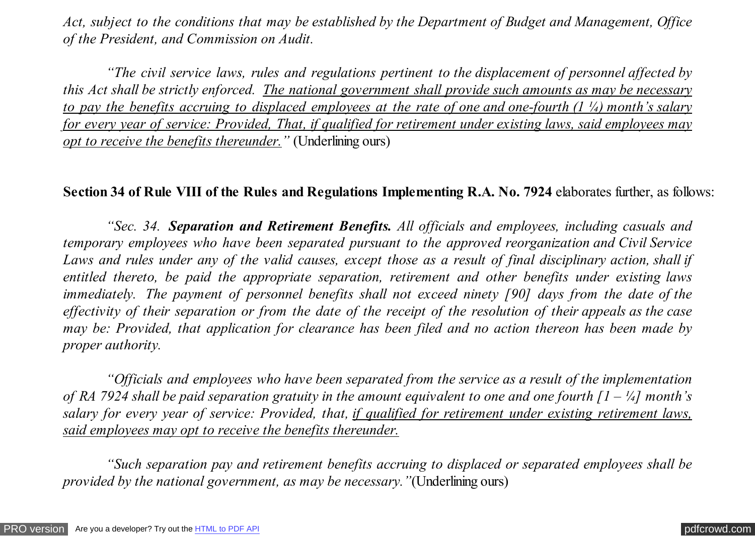*Act, subject to the conditions that may be established by the Department of Budget and Management, Office of the President, and Commission on Audit.*

*"The civil service laws, rules and regulations pertinent to the displacement of personnel affected by this Act shall be strictly enforced. <u>The national government shall provide such amounts as may be necessary to pay the benefits accruing to displaced employees at the rate of one and one-fourth (1 ¼) month's salary for every year of service: Provided, That, if qualified for retirement under existing laws, said employees may opt to receive the benefits thereunder.</u>"* (Underlining ours)

**Section 34 of Rule VIII of the Rules and Regulations Implementing R.A. No. 7924** elaborates further, as follows:

*"Sec. 34. **Separation and Retirement Benefits.** All officials and employees, including casuals and temporary employees who have been separated pursuant to the approved reorganization and Civil Service Laws and rules under any of the valid causes, except those as a result of final disciplinary action, shall if entitled thereto, be paid the appropriate separation, retirement and other benefits under existing laws immediately. The payment of personnel benefits shall not exceed ninety [90] days from the date of the effectivity of their separation or from the date of the receipt of the resolution of their appeals as the case may be: Provided, that application for clearance has been filed and no action thereon has been made by proper authority.*

*"Officials and employees who have been separated from the service as a result of the implementation of RA 7924 shall be paid separation gratuity in the amount equivalent to one and one fourth [1 – ¼] month's salary for every year of service: Provided, that, <u>if qualified for retirement under existing retirement laws, said employees may opt to receive the benefits thereunder.</u>*

*"Such separation pay and retirement benefits accruing to displaced or separated employees shall be provided by the national government, as may be necessary."*(Underlining ours)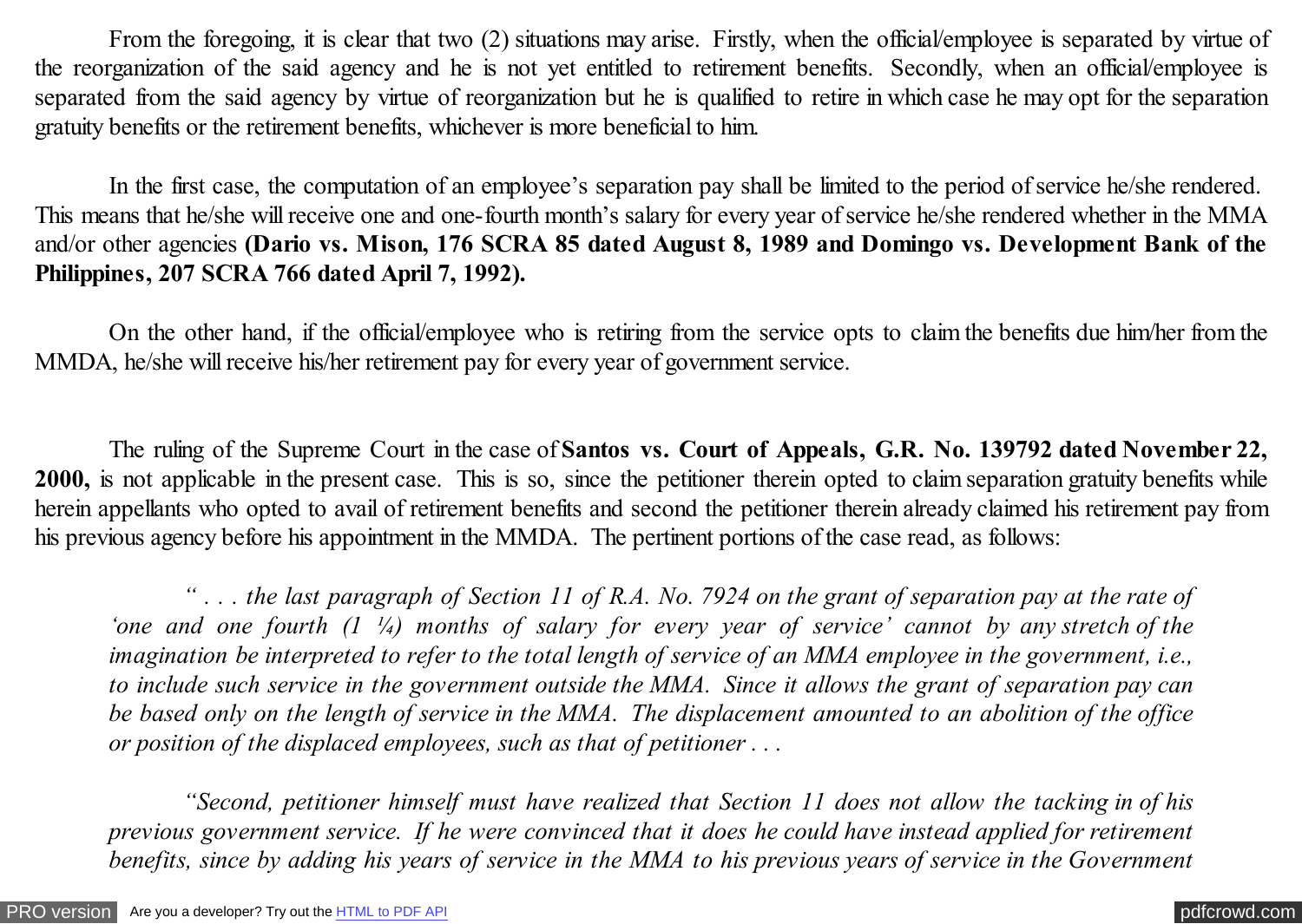From the foregoing, it is clear that two (2) situations may arise. Firstly, when the official/employee is separated by virtue of the reorganization of the said agency and he is not yet entitled to retirement benefits. Secondly, when an official/employee is separated from the said agency by virtue of reorganization but he is qualified to retire in which case he may opt for the separation gratuity benefits or the retirement benefits, whichever is more beneficial to him.

In the first case, the computation of an employee's separation pay shall be limited to the period of service he/she rendered. This means that he/she will receive one and one-fourth month's salary for every year of service he/she rendered whether in the MMA and/or other agencies **(Dario vs. Mison, 176 SCRA 85 dated August 8, 1989 and Domingo vs. Development Bank of the Philippines, 207 SCRA 766 dated April 7, 1992).**

On the other hand, if the official/employee who is retiring from the service opts to claim the benefits due him/her from the MMDA, he/she will receive his/her retirement pay for every year of government service.

The ruling of the Supreme Court in the case of **Santos vs. Court of Appeals, G.R. No. 139792 dated November 22, 2000,** is not applicable in the present case. This is so, since the petitioner therein opted to claim separation gratuity benefits while herein appellants who opted to avail of retirement benefits and second the petitioner therein already claimed his retirement pay from his previous agency before his appointment in the MMDA. The pertinent portions of the case read, as follows:

> *" . . . the last paragraph of Section 11 of R.A. No. 7924 on the grant of separation pay at the rate of 'one and one fourth (1 ¼) months of salary for every year of service' cannot by any stretch of the imagination be interpreted to refer to the total length of service of an MMA employee in the government, i.e., to include such service in the government outside the MMA. Since it allows the grant of separation pay can be based only on the length of service in the MMA. The displacement amounted to an abolition of the office or position of the displaced employees, such as that of petitioner . . .*
>
> *"Second, petitioner himself must have realized that Section 11 does not allow the tacking in of his previous government service. If he were convinced that it does he could have instead applied for retirement benefits, since by adding his years of service in the MMA to his previous years of service in the Government*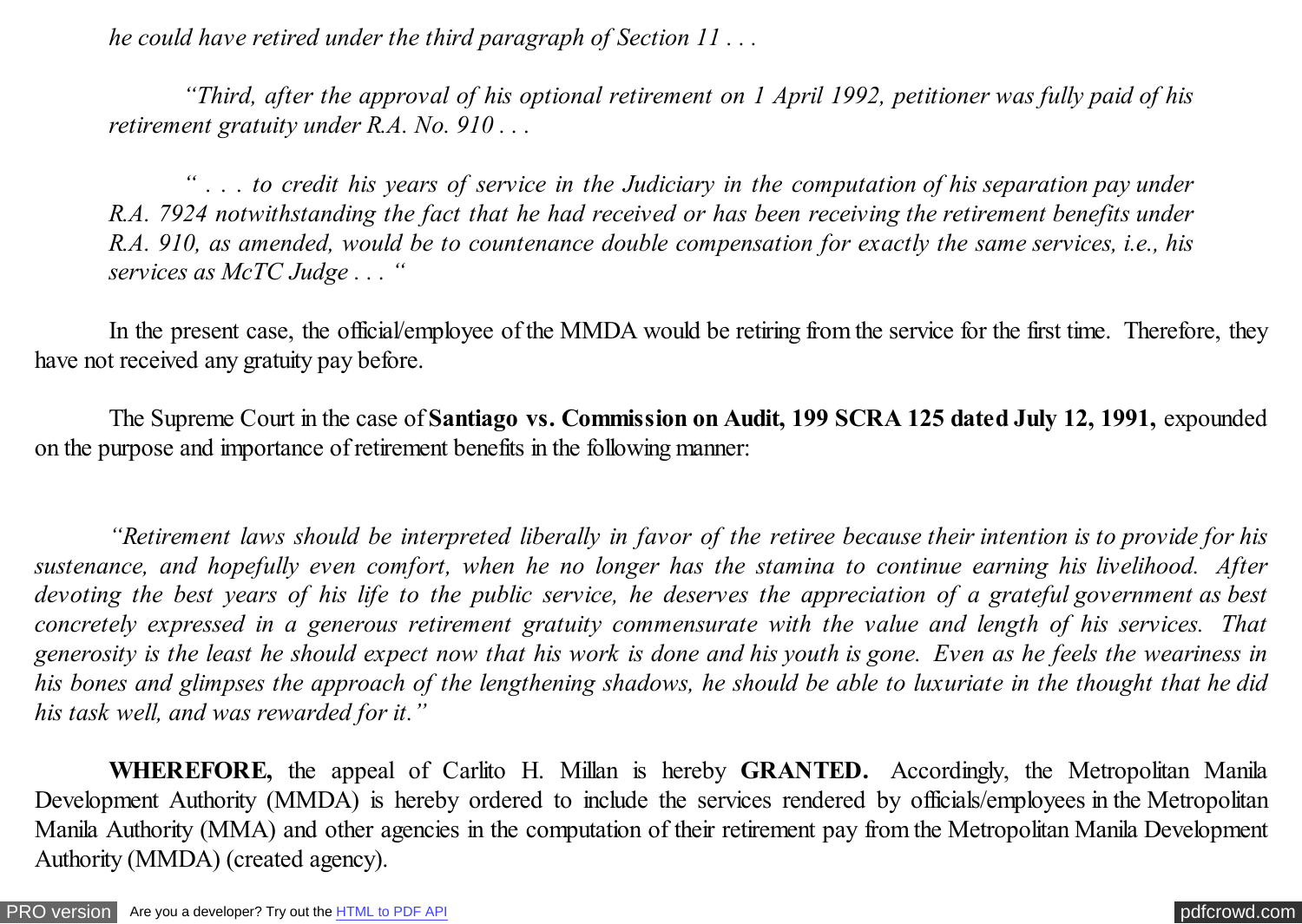*he could have retired under the third paragraph of Section 11 . . .*

*"Third, after the approval of his optional retirement on 1 April 1992, petitioner was fully paid of his retirement gratuity under R.A. No. 910 . . .*

*" . . . to credit his years of service in the Judiciary in the computation of his separation pay under R.A. 7924 notwithstanding the fact that he had received or has been receiving the retirement benefits under R.A. 910, as amended, would be to countenance double compensation for exactly the same services, i.e., his services as McTC Judge . . . "*

In the present case, the official/employee of the MMDA would be retiring from the service for the first time. Therefore, they have not received any gratuity pay before.

The Supreme Court in the case of **Santiago vs. Commission on Audit, 199 SCRA 125 dated July 12, 1991,** expounded on the purpose and importance of retirement benefits in the following manner:

*"Retirement laws should be interpreted liberally in favor of the retiree because their intention is to provide for his sustenance, and hopefully even comfort, when he no longer has the stamina to continue earning his livelihood. After devoting the best years of his life to the public service, he deserves the appreciation of a grateful government as best concretely expressed in a generous retirement gratuity commensurate with the value and length of his services. That generosity is the least he should expect now that his work is done and his youth is gone. Even as he feels the weariness in his bones and glimpses the approach of the lengthening shadows, he should be able to luxuriate in the thought that he did his task well, and was rewarded for it."*

**WHEREFORE,** the appeal of Carlito H. Millan is hereby **GRANTED.** Accordingly, the Metropolitan Manila Development Authority (MMDA) is hereby ordered to include the services rendered by officials/employees in the Metropolitan Manila Authority (MMA) and other agencies in the computation of their retirement pay from the Metropolitan Manila Development Authority (MMDA) (created agency).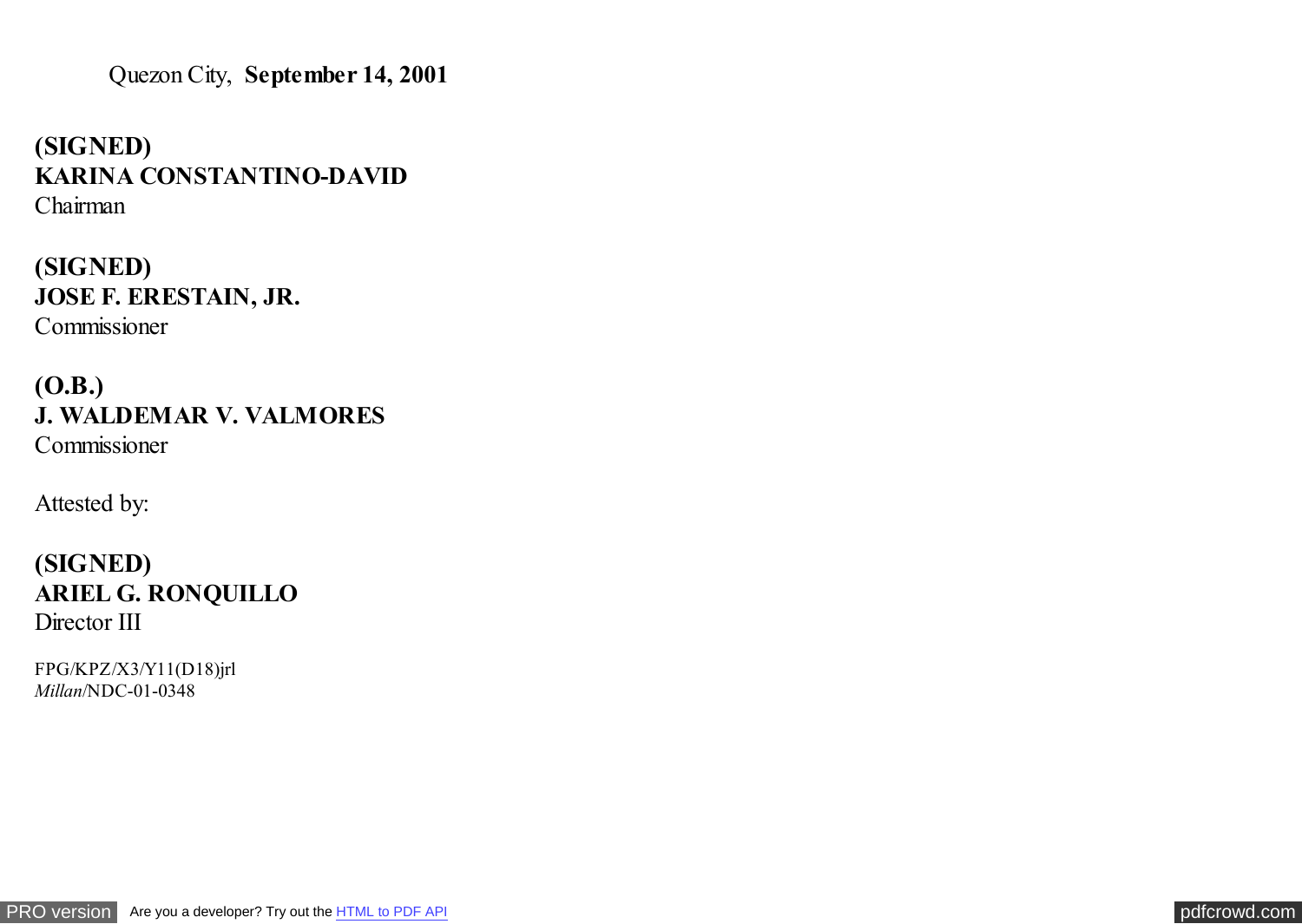Quezon City, **September 14, 2001**

**(SIGNED)**
**KARINA CONSTANTINO-DAVID**
Chairman

**(SIGNED)**
**JOSE F. ERESTAIN, JR.**
Commissioner

**(O.B.)**
**J. WALDEMAR V. VALMORES**
Commissioner

Attested by:

**(SIGNED)**
**ARIEL G. RONQUILLO**
Director III

FPG/KPZ/X3/Y11(D18)jrl
*Millan*/NDC-01-0348